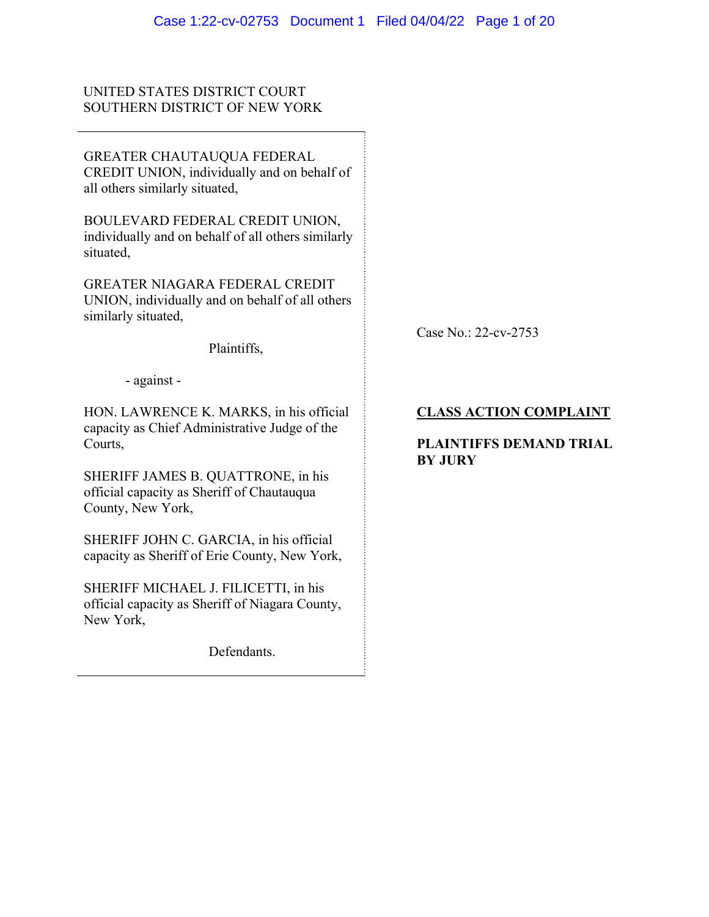UNITED STATES DISTRICT COURT
SOUTHERN DISTRICT OF NEW YORK

GREATER CHAUTAUQUA FEDERAL CREDIT UNION, individually and on behalf of all others similarly situated,

BOULEVARD FEDERAL CREDIT UNION, individually and on behalf of all others similarly situated,

GREATER NIAGARA FEDERAL CREDIT UNION, individually and on behalf of all others similarly situated,

Plaintiffs,

- against -

HON. LAWRENCE K. MARKS, in his official capacity as Chief Administrative Judge of the Courts,

SHERIFF JAMES B. QUATTRONE, in his official capacity as Sheriff of Chautauqua County, New York,

SHERIFF JOHN C. GARCIA, in his official capacity as Sheriff of Erie County, New York,

SHERIFF MICHAEL J. FILICETTI, in his official capacity as Sheriff of Niagara County, New York,

Defendants.

Case No.: 22-cv-2753

**CLASS ACTION COMPLAINT**

**PLAINTIFFS DEMAND TRIAL BY JURY**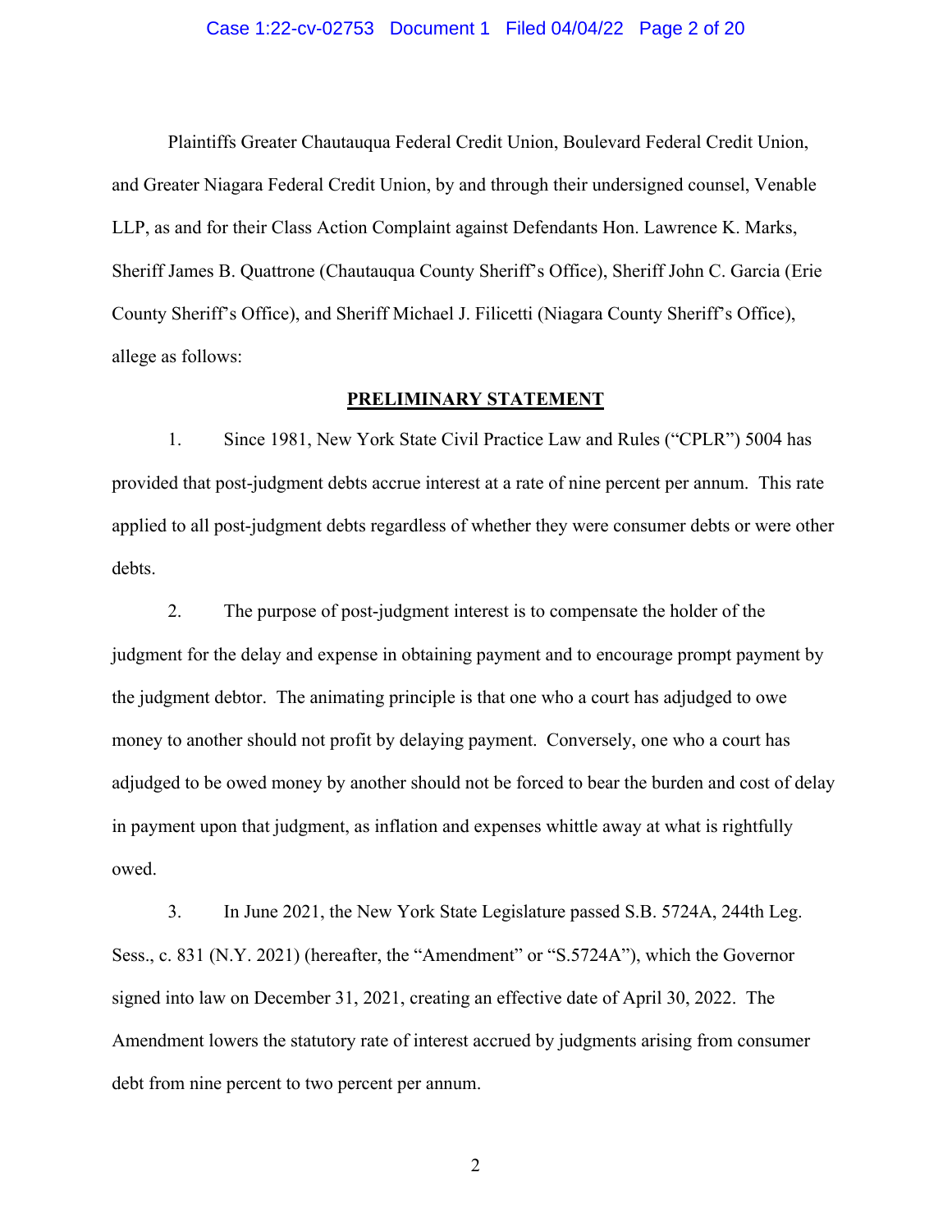Plaintiffs Greater Chautauqua Federal Credit Union, Boulevard Federal Credit Union, and Greater Niagara Federal Credit Union, by and through their undersigned counsel, Venable LLP, as and for their Class Action Complaint against Defendants Hon. Lawrence K. Marks, Sheriff James B. Quattrone (Chautauqua County Sheriff's Office), Sheriff John C. Garcia (Erie County Sheriff's Office), and Sheriff Michael J. Filicetti (Niagara County Sheriff's Office), allege as follows:

## PRELIMINARY STATEMENT

1. Since 1981, New York State Civil Practice Law and Rules ("CPLR") 5004 has provided that post-judgment debts accrue interest at a rate of nine percent per annum. This rate applied to all post-judgment debts regardless of whether they were consumer debts or were other debts.

2. The purpose of post-judgment interest is to compensate the holder of the judgment for the delay and expense in obtaining payment and to encourage prompt payment by the judgment debtor. The animating principle is that one who a court has adjudged to owe money to another should not profit by delaying payment. Conversely, one who a court has adjudged to be owed money by another should not be forced to bear the burden and cost of delay in payment upon that judgment, as inflation and expenses whittle away at what is rightfully owed.

3. In June 2021, the New York State Legislature passed S.B. 5724A, 244th Leg. Sess., c. 831 (N.Y. 2021) (hereafter, the "Amendment" or "S.5724A"), which the Governor signed into law on December 31, 2021, creating an effective date of April 30, 2022. The Amendment lowers the statutory rate of interest accrued by judgments arising from consumer debt from nine percent to two percent per annum.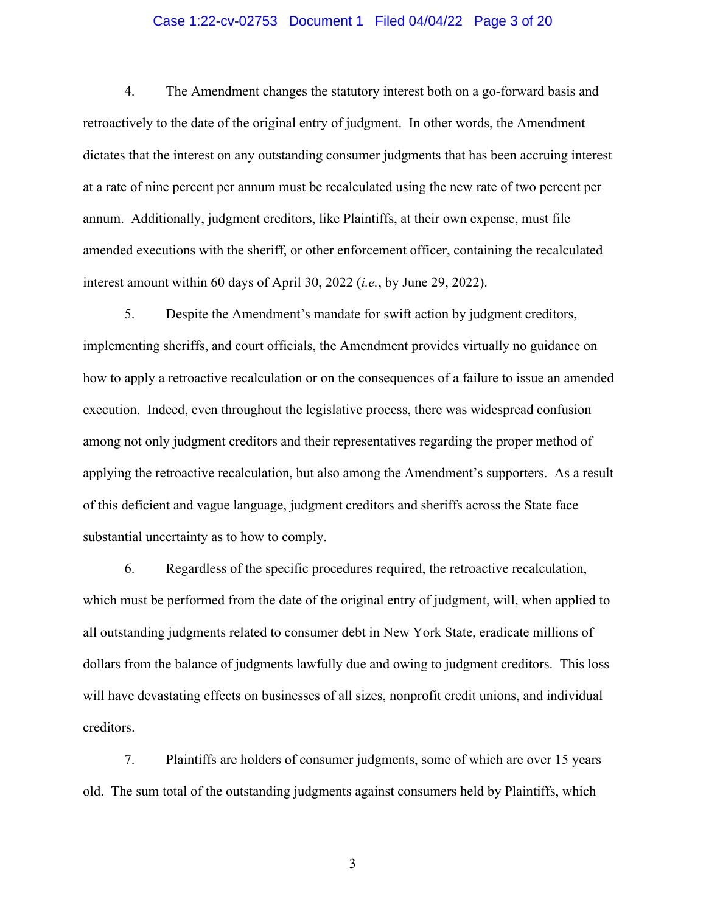4. The Amendment changes the statutory interest both on a go-forward basis and retroactively to the date of the original entry of judgment. In other words, the Amendment dictates that the interest on any outstanding consumer judgments that has been accruing interest at a rate of nine percent per annum must be recalculated using the new rate of two percent per annum. Additionally, judgment creditors, like Plaintiffs, at their own expense, must file amended executions with the sheriff, or other enforcement officer, containing the recalculated interest amount within 60 days of April 30, 2022 (*i.e.*, by June 29, 2022).

5. Despite the Amendment's mandate for swift action by judgment creditors, implementing sheriffs, and court officials, the Amendment provides virtually no guidance on how to apply a retroactive recalculation or on the consequences of a failure to issue an amended execution. Indeed, even throughout the legislative process, there was widespread confusion among not only judgment creditors and their representatives regarding the proper method of applying the retroactive recalculation, but also among the Amendment's supporters. As a result of this deficient and vague language, judgment creditors and sheriffs across the State face substantial uncertainty as to how to comply.

6. Regardless of the specific procedures required, the retroactive recalculation, which must be performed from the date of the original entry of judgment, will, when applied to all outstanding judgments related to consumer debt in New York State, eradicate millions of dollars from the balance of judgments lawfully due and owing to judgment creditors. This loss will have devastating effects on businesses of all sizes, nonprofit credit unions, and individual creditors.

7. Plaintiffs are holders of consumer judgments, some of which are over 15 years old. The sum total of the outstanding judgments against consumers held by Plaintiffs, which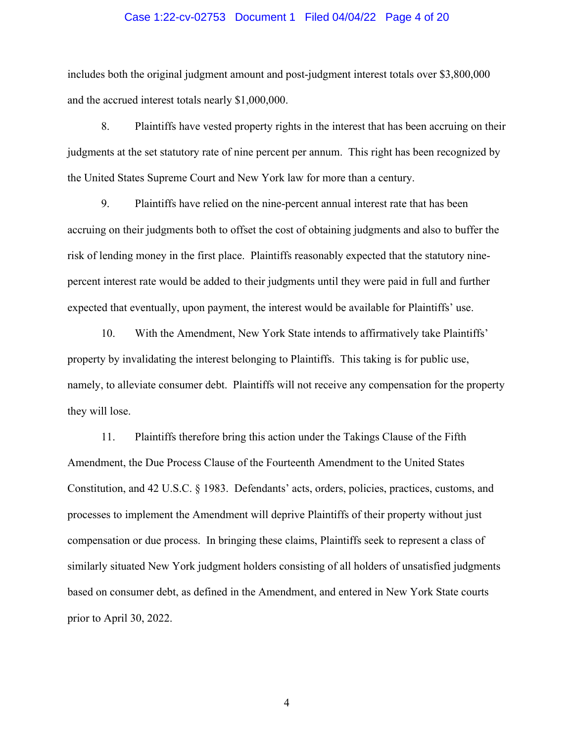includes both the original judgment amount and post-judgment interest totals over $3,800,000 and the accrued interest totals nearly $1,000,000.

8. Plaintiffs have vested property rights in the interest that has been accruing on their judgments at the set statutory rate of nine percent per annum. This right has been recognized by the United States Supreme Court and New York law for more than a century.

9. Plaintiffs have relied on the nine-percent annual interest rate that has been accruing on their judgments both to offset the cost of obtaining judgments and also to buffer the risk of lending money in the first place. Plaintiffs reasonably expected that the statutory nine-percent interest rate would be added to their judgments until they were paid in full and further expected that eventually, upon payment, the interest would be available for Plaintiffs' use.

10. With the Amendment, New York State intends to affirmatively take Plaintiffs' property by invalidating the interest belonging to Plaintiffs. This taking is for public use, namely, to alleviate consumer debt. Plaintiffs will not receive any compensation for the property they will lose.

11. Plaintiffs therefore bring this action under the Takings Clause of the Fifth Amendment, the Due Process Clause of the Fourteenth Amendment to the United States Constitution, and 42 U.S.C. § 1983. Defendants' acts, orders, policies, practices, customs, and processes to implement the Amendment will deprive Plaintiffs of their property without just compensation or due process. In bringing these claims, Plaintiffs seek to represent a class of similarly situated New York judgment holders consisting of all holders of unsatisfied judgments based on consumer debt, as defined in the Amendment, and entered in New York State courts prior to April 30, 2022.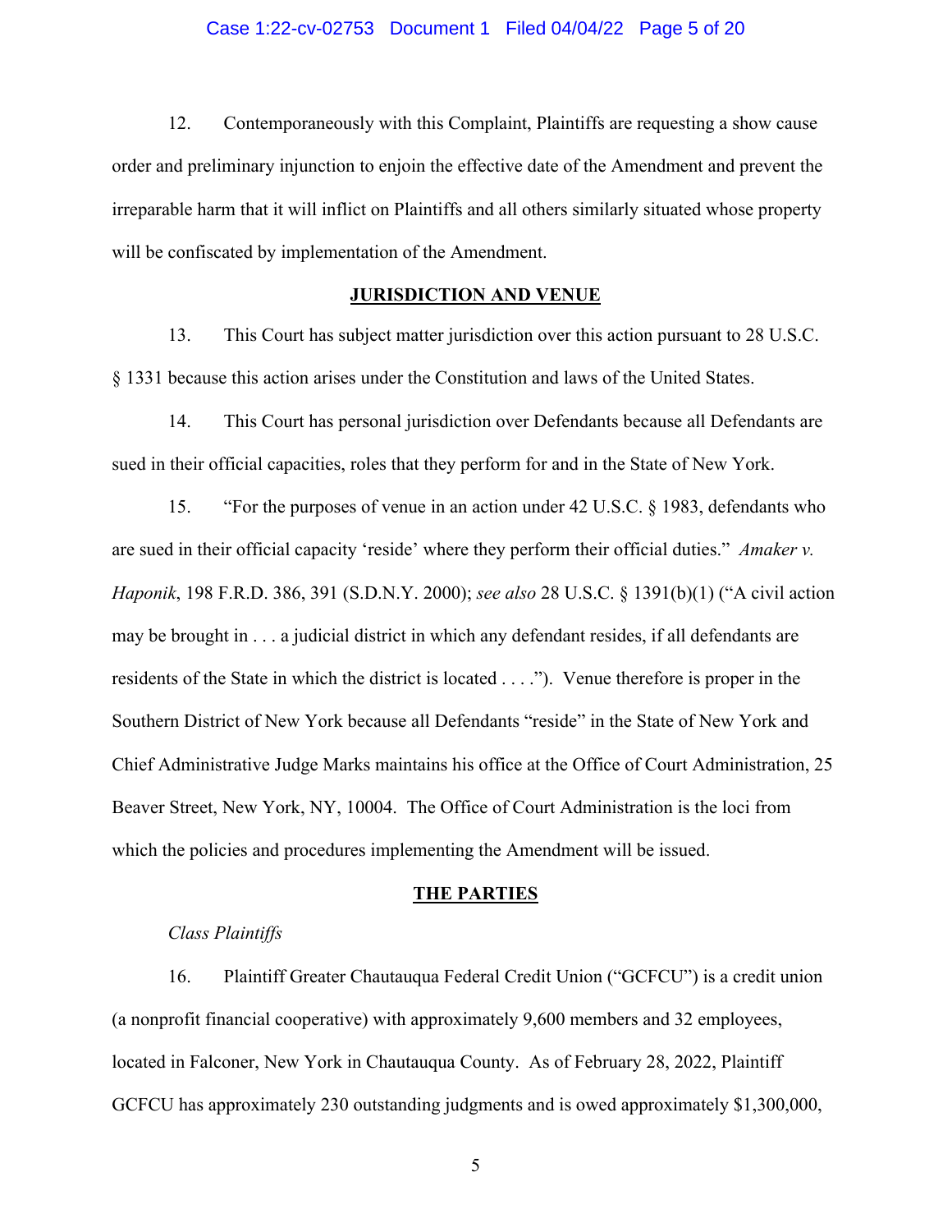12. Contemporaneously with this Complaint, Plaintiffs are requesting a show cause order and preliminary injunction to enjoin the effective date of the Amendment and prevent the irreparable harm that it will inflict on Plaintiffs and all others similarly situated whose property will be confiscated by implementation of the Amendment.

## JURISDICTION AND VENUE

13. This Court has subject matter jurisdiction over this action pursuant to 28 U.S.C. § 1331 because this action arises under the Constitution and laws of the United States.

14. This Court has personal jurisdiction over Defendants because all Defendants are sued in their official capacities, roles that they perform for and in the State of New York.

15. "For the purposes of venue in an action under 42 U.S.C. § 1983, defendants who are sued in their official capacity 'reside' where they perform their official duties." *Amaker v. Haponik*, 198 F.R.D. 386, 391 (S.D.N.Y. 2000); *see also* 28 U.S.C. § 1391(b)(1) ("A civil action may be brought in . . . a judicial district in which any defendant resides, if all defendants are residents of the State in which the district is located . . . ."). Venue therefore is proper in the Southern District of New York because all Defendants "reside" in the State of New York and Chief Administrative Judge Marks maintains his office at the Office of Court Administration, 25 Beaver Street, New York, NY, 10004. The Office of Court Administration is the loci from which the policies and procedures implementing the Amendment will be issued.

## THE PARTIES

*Class Plaintiffs*

16. Plaintiff Greater Chautauqua Federal Credit Union ("GCFCU") is a credit union (a nonprofit financial cooperative) with approximately 9,600 members and 32 employees, located in Falconer, New York in Chautauqua County. As of February 28, 2022, Plaintiff GCFCU has approximately 230 outstanding judgments and is owed approximately $1,300,000,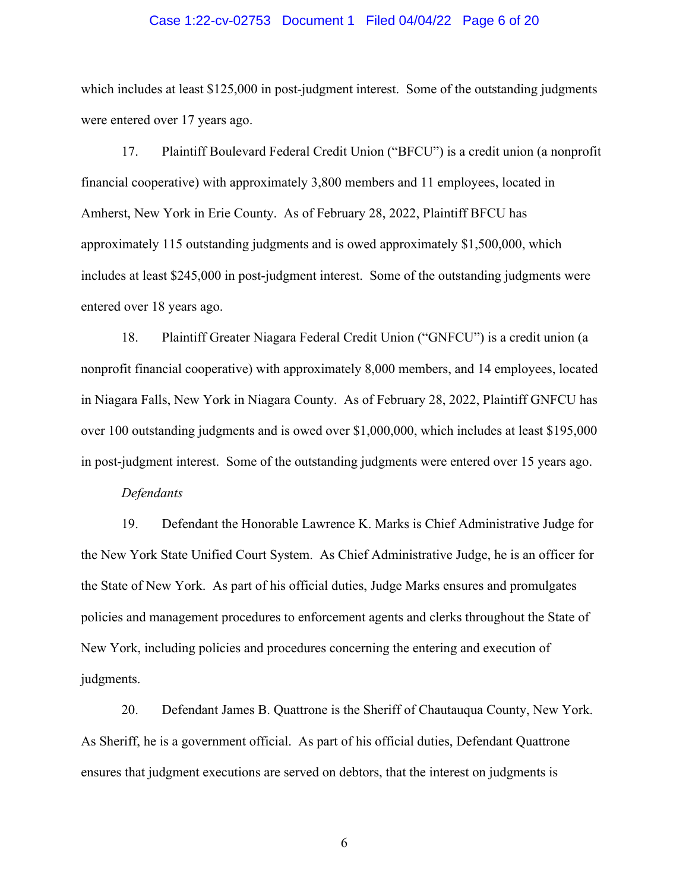which includes at least $125,000 in post-judgment interest. Some of the outstanding judgments were entered over 17 years ago.

17. Plaintiff Boulevard Federal Credit Union ("BFCU") is a credit union (a nonprofit financial cooperative) with approximately 3,800 members and 11 employees, located in Amherst, New York in Erie County. As of February 28, 2022, Plaintiff BFCU has approximately 115 outstanding judgments and is owed approximately $1,500,000, which includes at least $245,000 in post-judgment interest. Some of the outstanding judgments were entered over 18 years ago.

18. Plaintiff Greater Niagara Federal Credit Union ("GNFCU") is a credit union (a nonprofit financial cooperative) with approximately 8,000 members, and 14 employees, located in Niagara Falls, New York in Niagara County. As of February 28, 2022, Plaintiff GNFCU has over 100 outstanding judgments and is owed over $1,000,000, which includes at least $195,000 in post-judgment interest. Some of the outstanding judgments were entered over 15 years ago.

*Defendants*

19. Defendant the Honorable Lawrence K. Marks is Chief Administrative Judge for the New York State Unified Court System. As Chief Administrative Judge, he is an officer for the State of New York. As part of his official duties, Judge Marks ensures and promulgates policies and management procedures to enforcement agents and clerks throughout the State of New York, including policies and procedures concerning the entering and execution of judgments.

20. Defendant James B. Quattrone is the Sheriff of Chautauqua County, New York. As Sheriff, he is a government official. As part of his official duties, Defendant Quattrone ensures that judgment executions are served on debtors, that the interest on judgments is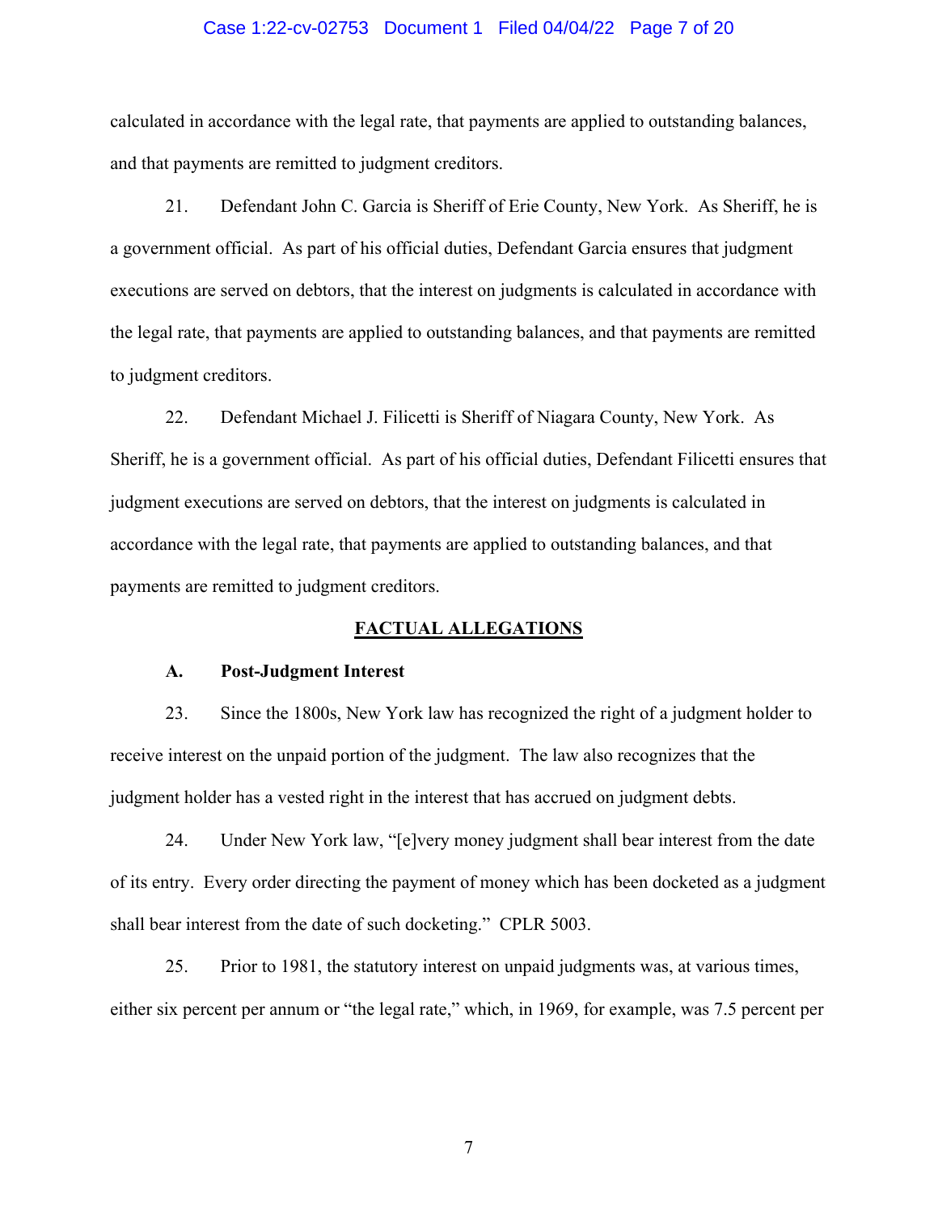calculated in accordance with the legal rate, that payments are applied to outstanding balances, and that payments are remitted to judgment creditors.

21. Defendant John C. Garcia is Sheriff of Erie County, New York. As Sheriff, he is a government official. As part of his official duties, Defendant Garcia ensures that judgment executions are served on debtors, that the interest on judgments is calculated in accordance with the legal rate, that payments are applied to outstanding balances, and that payments are remitted to judgment creditors.

22. Defendant Michael J. Filicetti is Sheriff of Niagara County, New York. As Sheriff, he is a government official. As part of his official duties, Defendant Filicetti ensures that judgment executions are served on debtors, that the interest on judgments is calculated in accordance with the legal rate, that payments are applied to outstanding balances, and that payments are remitted to judgment creditors.

## FACTUAL ALLEGATIONS

### A. Post-Judgment Interest

23. Since the 1800s, New York law has recognized the right of a judgment holder to receive interest on the unpaid portion of the judgment. The law also recognizes that the judgment holder has a vested right in the interest that has accrued on judgment debts.

24. Under New York law, "[e]very money judgment shall bear interest from the date of its entry. Every order directing the payment of money which has been docketed as a judgment shall bear interest from the date of such docketing." CPLR 5003.

25. Prior to 1981, the statutory interest on unpaid judgments was, at various times, either six percent per annum or "the legal rate," which, in 1969, for example, was 7.5 percent per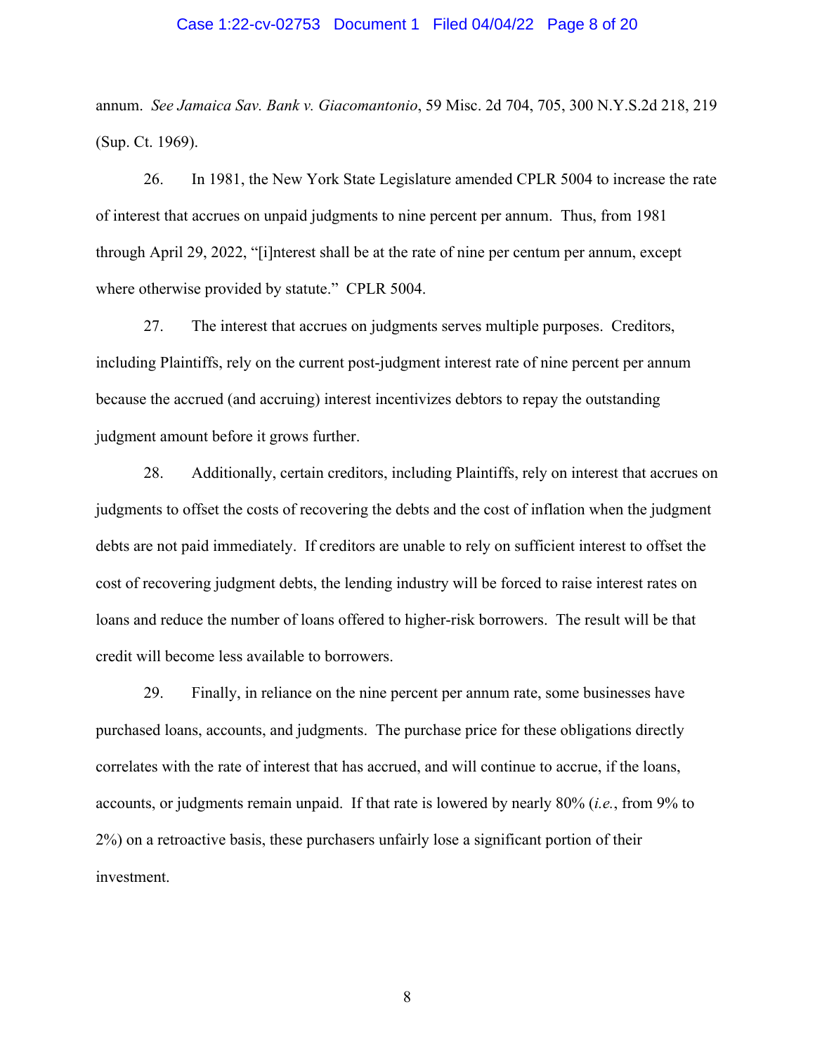annum. *See Jamaica Sav. Bank v. Giacomantonio*, 59 Misc. 2d 704, 705, 300 N.Y.S.2d 218, 219 (Sup. Ct. 1969).

26. In 1981, the New York State Legislature amended CPLR 5004 to increase the rate of interest that accrues on unpaid judgments to nine percent per annum. Thus, from 1981 through April 29, 2022, "[i]nterest shall be at the rate of nine per centum per annum, except where otherwise provided by statute." CPLR 5004.

27. The interest that accrues on judgments serves multiple purposes. Creditors, including Plaintiffs, rely on the current post-judgment interest rate of nine percent per annum because the accrued (and accruing) interest incentivizes debtors to repay the outstanding judgment amount before it grows further.

28. Additionally, certain creditors, including Plaintiffs, rely on interest that accrues on judgments to offset the costs of recovering the debts and the cost of inflation when the judgment debts are not paid immediately. If creditors are unable to rely on sufficient interest to offset the cost of recovering judgment debts, the lending industry will be forced to raise interest rates on loans and reduce the number of loans offered to higher-risk borrowers. The result will be that credit will become less available to borrowers.

29. Finally, in reliance on the nine percent per annum rate, some businesses have purchased loans, accounts, and judgments. The purchase price for these obligations directly correlates with the rate of interest that has accrued, and will continue to accrue, if the loans, accounts, or judgments remain unpaid. If that rate is lowered by nearly 80% (*i.e.*, from 9% to 2%) on a retroactive basis, these purchasers unfairly lose a significant portion of their investment.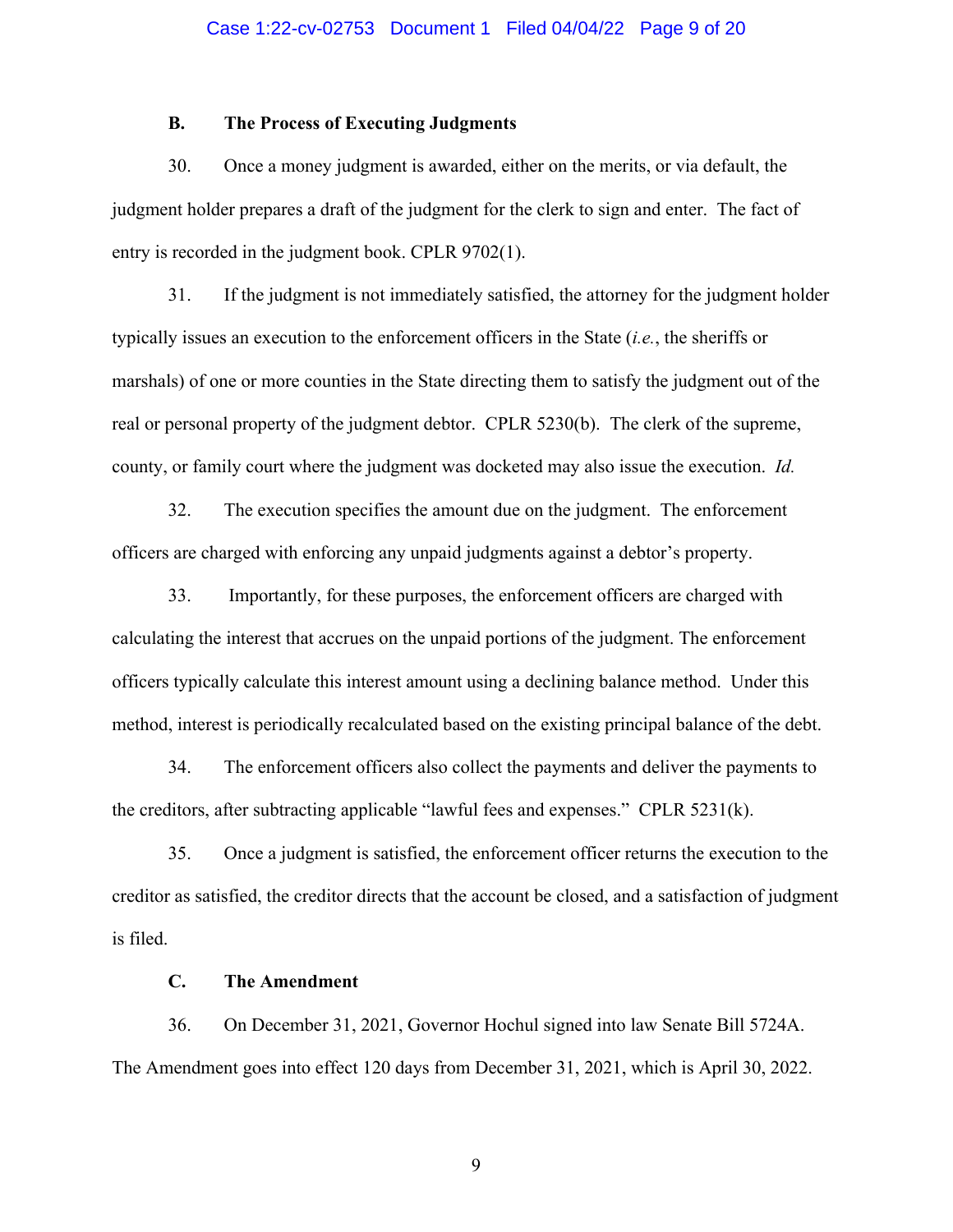### B. The Process of Executing Judgments

30. Once a money judgment is awarded, either on the merits, or via default, the judgment holder prepares a draft of the judgment for the clerk to sign and enter. The fact of entry is recorded in the judgment book. CPLR 9702(1).

31. If the judgment is not immediately satisfied, the attorney for the judgment holder typically issues an execution to the enforcement officers in the State (*i.e.*, the sheriffs or marshals) of one or more counties in the State directing them to satisfy the judgment out of the real or personal property of the judgment debtor. CPLR 5230(b). The clerk of the supreme, county, or family court where the judgment was docketed may also issue the execution. *Id.*

32. The execution specifies the amount due on the judgment. The enforcement officers are charged with enforcing any unpaid judgments against a debtor's property.

33. Importantly, for these purposes, the enforcement officers are charged with calculating the interest that accrues on the unpaid portions of the judgment. The enforcement officers typically calculate this interest amount using a declining balance method. Under this method, interest is periodically recalculated based on the existing principal balance of the debt.

34. The enforcement officers also collect the payments and deliver the payments to the creditors, after subtracting applicable "lawful fees and expenses." CPLR 5231(k).

35. Once a judgment is satisfied, the enforcement officer returns the execution to the creditor as satisfied, the creditor directs that the account be closed, and a satisfaction of judgment is filed.

### C. The Amendment

36. On December 31, 2021, Governor Hochul signed into law Senate Bill 5724A. The Amendment goes into effect 120 days from December 31, 2021, which is April 30, 2022.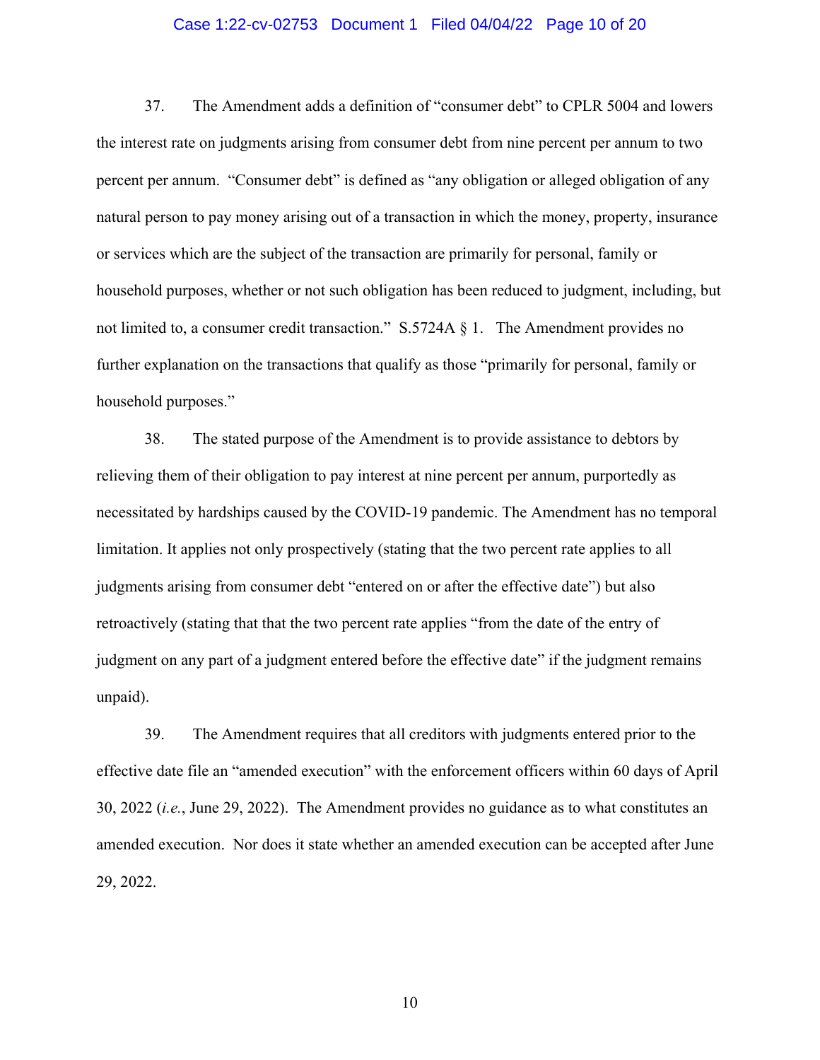37. The Amendment adds a definition of "consumer debt" to CPLR 5004 and lowers the interest rate on judgments arising from consumer debt from nine percent per annum to two percent per annum. "Consumer debt" is defined as "any obligation or alleged obligation of any natural person to pay money arising out of a transaction in which the money, property, insurance or services which are the subject of the transaction are primarily for personal, family or household purposes, whether or not such obligation has been reduced to judgment, including, but not limited to, a consumer credit transaction." S.5724A § 1. The Amendment provides no further explanation on the transactions that qualify as those "primarily for personal, family or household purposes."

38. The stated purpose of the Amendment is to provide assistance to debtors by relieving them of their obligation to pay interest at nine percent per annum, purportedly as necessitated by hardships caused by the COVID-19 pandemic. The Amendment has no temporal limitation. It applies not only prospectively (stating that the two percent rate applies to all judgments arising from consumer debt "entered on or after the effective date") but also retroactively (stating that that the two percent rate applies "from the date of the entry of judgment on any part of a judgment entered before the effective date" if the judgment remains unpaid).

39. The Amendment requires that all creditors with judgments entered prior to the effective date file an "amended execution" with the enforcement officers within 60 days of April 30, 2022 (*i.e.*, June 29, 2022). The Amendment provides no guidance as to what constitutes an amended execution. Nor does it state whether an amended execution can be accepted after June 29, 2022.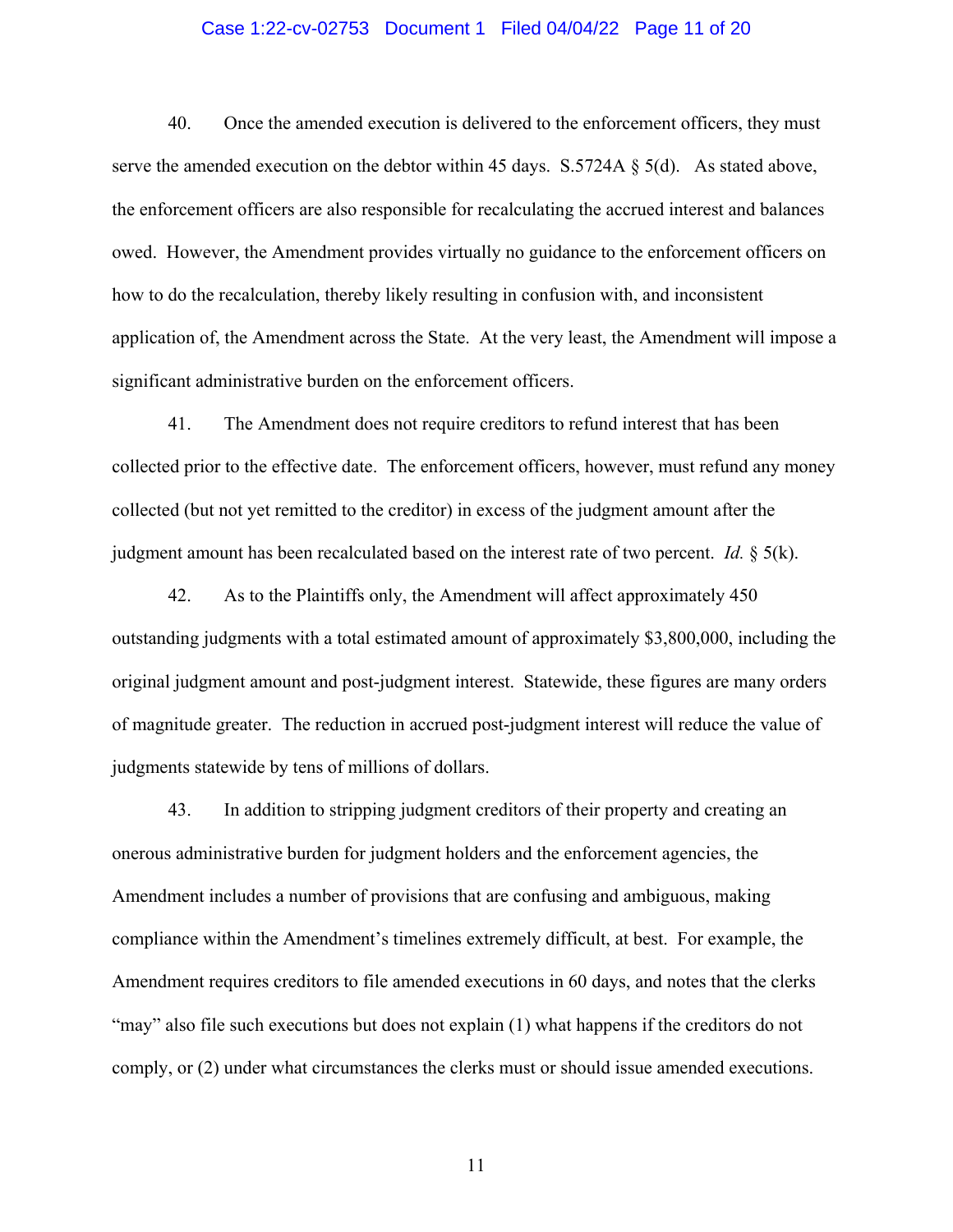40. Once the amended execution is delivered to the enforcement officers, they must serve the amended execution on the debtor within 45 days. S.5724A § 5(d). As stated above, the enforcement officers are also responsible for recalculating the accrued interest and balances owed. However, the Amendment provides virtually no guidance to the enforcement officers on how to do the recalculation, thereby likely resulting in confusion with, and inconsistent application of, the Amendment across the State. At the very least, the Amendment will impose a significant administrative burden on the enforcement officers.

41. The Amendment does not require creditors to refund interest that has been collected prior to the effective date. The enforcement officers, however, must refund any money collected (but not yet remitted to the creditor) in excess of the judgment amount after the judgment amount has been recalculated based on the interest rate of two percent. *Id.* § 5(k).

42. As to the Plaintiffs only, the Amendment will affect approximately 450 outstanding judgments with a total estimated amount of approximately $3,800,000, including the original judgment amount and post-judgment interest. Statewide, these figures are many orders of magnitude greater. The reduction in accrued post-judgment interest will reduce the value of judgments statewide by tens of millions of dollars.

43. In addition to stripping judgment creditors of their property and creating an onerous administrative burden for judgment holders and the enforcement agencies, the Amendment includes a number of provisions that are confusing and ambiguous, making compliance within the Amendment's timelines extremely difficult, at best. For example, the Amendment requires creditors to file amended executions in 60 days, and notes that the clerks "may" also file such executions but does not explain (1) what happens if the creditors do not comply, or (2) under what circumstances the clerks must or should issue amended executions.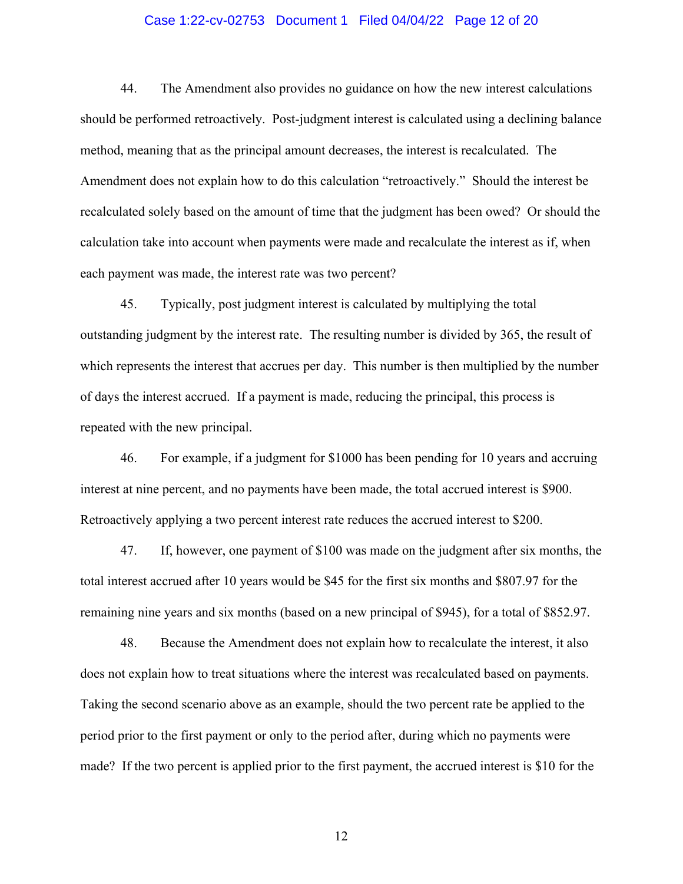44. The Amendment also provides no guidance on how the new interest calculations should be performed retroactively. Post-judgment interest is calculated using a declining balance method, meaning that as the principal amount decreases, the interest is recalculated. The Amendment does not explain how to do this calculation "retroactively." Should the interest be recalculated solely based on the amount of time that the judgment has been owed? Or should the calculation take into account when payments were made and recalculate the interest as if, when each payment was made, the interest rate was two percent?

45. Typically, post judgment interest is calculated by multiplying the total outstanding judgment by the interest rate. The resulting number is divided by 365, the result of which represents the interest that accrues per day. This number is then multiplied by the number of days the interest accrued. If a payment is made, reducing the principal, this process is repeated with the new principal.

46. For example, if a judgment for $1000 has been pending for 10 years and accruing interest at nine percent, and no payments have been made, the total accrued interest is $900. Retroactively applying a two percent interest rate reduces the accrued interest to $200.

47. If, however, one payment of $100 was made on the judgment after six months, the total interest accrued after 10 years would be $45 for the first six months and $807.97 for the remaining nine years and six months (based on a new principal of $945), for a total of $852.97.

48. Because the Amendment does not explain how to recalculate the interest, it also does not explain how to treat situations where the interest was recalculated based on payments. Taking the second scenario above as an example, should the two percent rate be applied to the period prior to the first payment or only to the period after, during which no payments were made? If the two percent is applied prior to the first payment, the accrued interest is $10 for the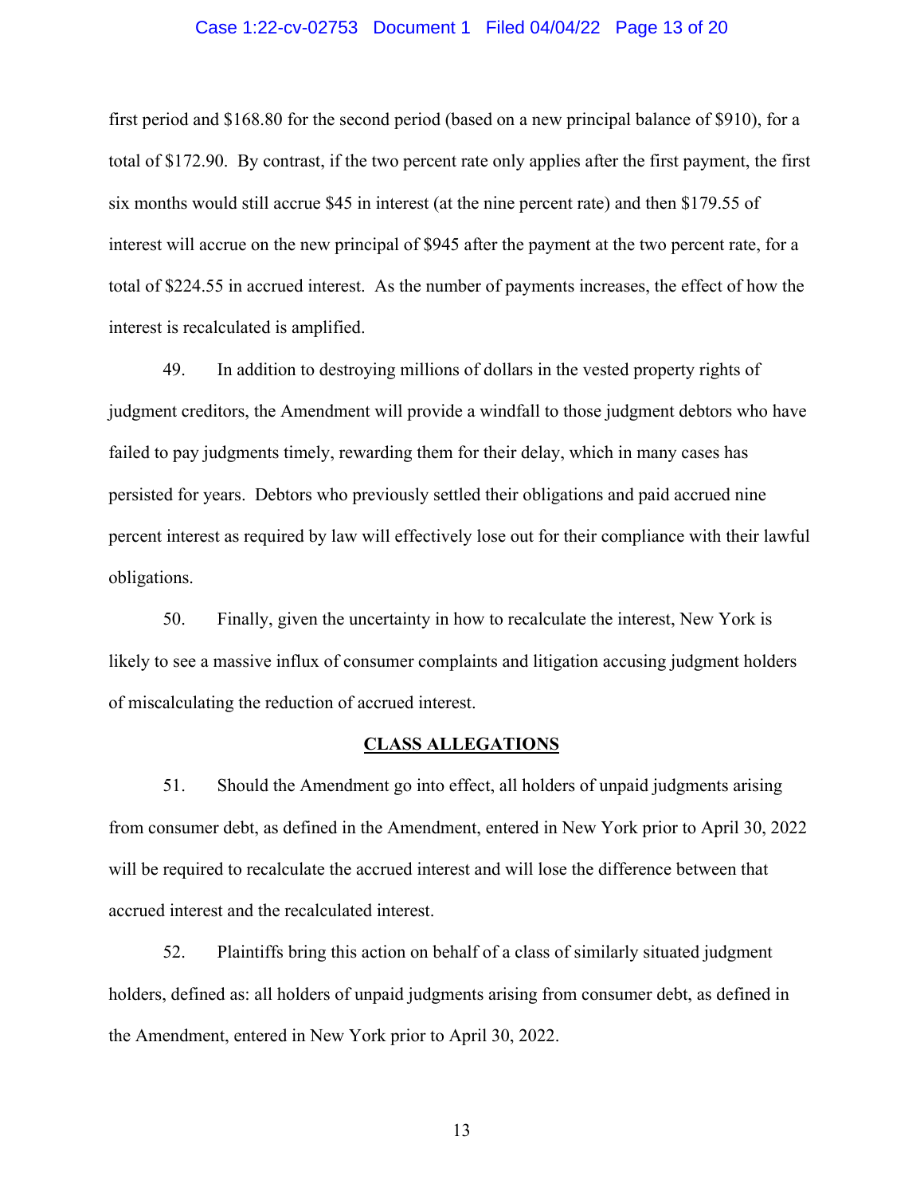first period and $168.80 for the second period (based on a new principal balance of $910), for a total of $172.90. By contrast, if the two percent rate only applies after the first payment, the first six months would still accrue $45 in interest (at the nine percent rate) and then $179.55 of interest will accrue on the new principal of $945 after the payment at the two percent rate, for a total of $224.55 in accrued interest. As the number of payments increases, the effect of how the interest is recalculated is amplified.

49. In addition to destroying millions of dollars in the vested property rights of judgment creditors, the Amendment will provide a windfall to those judgment debtors who have failed to pay judgments timely, rewarding them for their delay, which in many cases has persisted for years. Debtors who previously settled their obligations and paid accrued nine percent interest as required by law will effectively lose out for their compliance with their lawful obligations.

50. Finally, given the uncertainty in how to recalculate the interest, New York is likely to see a massive influx of consumer complaints and litigation accusing judgment holders of miscalculating the reduction of accrued interest.

## CLASS ALLEGATIONS

51. Should the Amendment go into effect, all holders of unpaid judgments arising from consumer debt, as defined in the Amendment, entered in New York prior to April 30, 2022 will be required to recalculate the accrued interest and will lose the difference between that accrued interest and the recalculated interest.

52. Plaintiffs bring this action on behalf of a class of similarly situated judgment holders, defined as: all holders of unpaid judgments arising from consumer debt, as defined in the Amendment, entered in New York prior to April 30, 2022.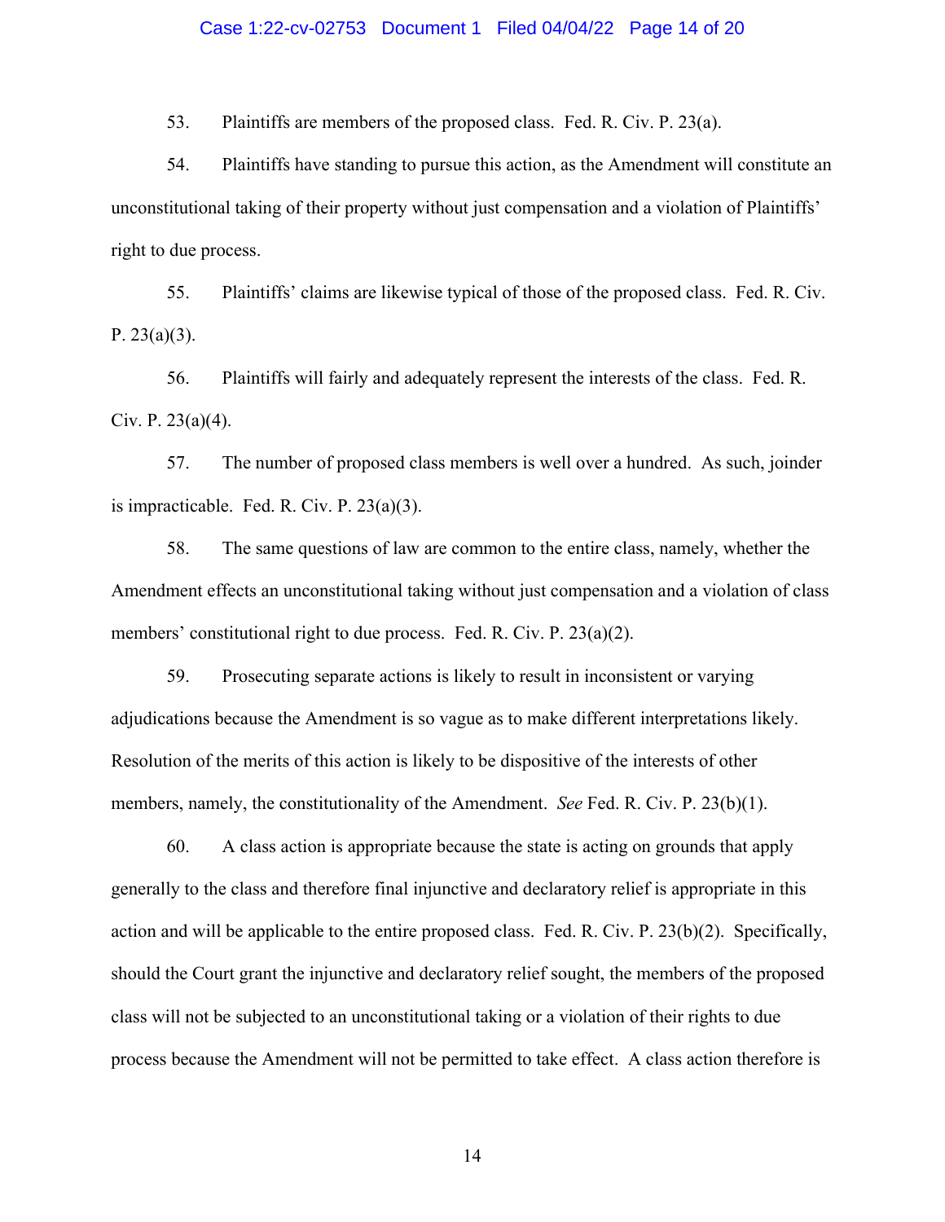53. Plaintiffs are members of the proposed class. Fed. R. Civ. P. 23(a).

54. Plaintiffs have standing to pursue this action, as the Amendment will constitute an unconstitutional taking of their property without just compensation and a violation of Plaintiffs' right to due process.

55. Plaintiffs' claims are likewise typical of those of the proposed class. Fed. R. Civ. P. 23(a)(3).

56. Plaintiffs will fairly and adequately represent the interests of the class. Fed. R. Civ. P. 23(a)(4).

57. The number of proposed class members is well over a hundred. As such, joinder is impracticable. Fed. R. Civ. P. 23(a)(3).

58. The same questions of law are common to the entire class, namely, whether the Amendment effects an unconstitutional taking without just compensation and a violation of class members' constitutional right to due process. Fed. R. Civ. P. 23(a)(2).

59. Prosecuting separate actions is likely to result in inconsistent or varying adjudications because the Amendment is so vague as to make different interpretations likely. Resolution of the merits of this action is likely to be dispositive of the interests of other members, namely, the constitutionality of the Amendment. *See* Fed. R. Civ. P. 23(b)(1).

60. A class action is appropriate because the state is acting on grounds that apply generally to the class and therefore final injunctive and declaratory relief is appropriate in this action and will be applicable to the entire proposed class. Fed. R. Civ. P. 23(b)(2). Specifically, should the Court grant the injunctive and declaratory relief sought, the members of the proposed class will not be subjected to an unconstitutional taking or a violation of their rights to due process because the Amendment will not be permitted to take effect. A class action therefore is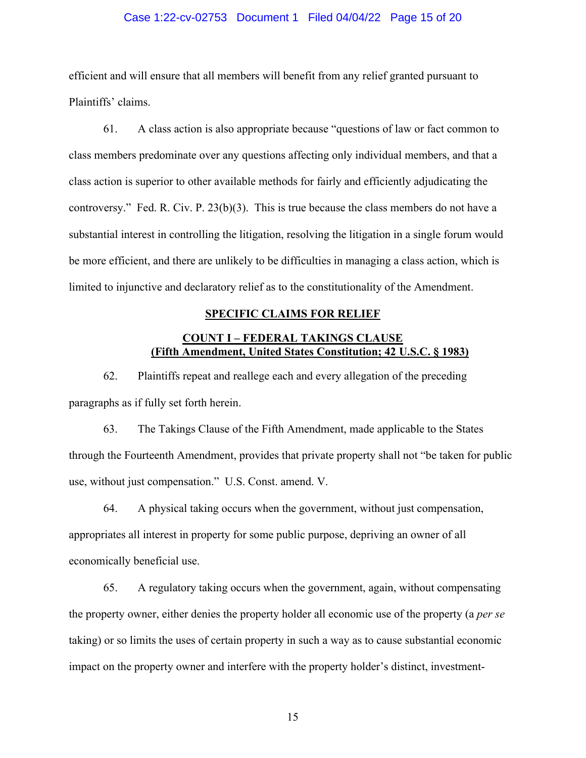efficient and will ensure that all members will benefit from any relief granted pursuant to Plaintiffs' claims.

61. A class action is also appropriate because "questions of law or fact common to class members predominate over any questions affecting only individual members, and that a class action is superior to other available methods for fairly and efficiently adjudicating the controversy." Fed. R. Civ. P. 23(b)(3). This is true because the class members do not have a substantial interest in controlling the litigation, resolving the litigation in a single forum would be more efficient, and there are unlikely to be difficulties in managing a class action, which is limited to injunctive and declaratory relief as to the constitutionality of the Amendment.

## SPECIFIC CLAIMS FOR RELIEF

### COUNT I – FEDERAL TAKINGS CLAUSE (Fifth Amendment, United States Constitution; 42 U.S.C. § 1983)

62. Plaintiffs repeat and reallege each and every allegation of the preceding paragraphs as if fully set forth herein.

63. The Takings Clause of the Fifth Amendment, made applicable to the States through the Fourteenth Amendment, provides that private property shall not "be taken for public use, without just compensation." U.S. Const. amend. V.

64. A physical taking occurs when the government, without just compensation, appropriates all interest in property for some public purpose, depriving an owner of all economically beneficial use.

65. A regulatory taking occurs when the government, again, without compensating the property owner, either denies the property holder all economic use of the property (a *per se* taking) or so limits the uses of certain property in such a way as to cause substantial economic impact on the property owner and interfere with the property holder's distinct, investment-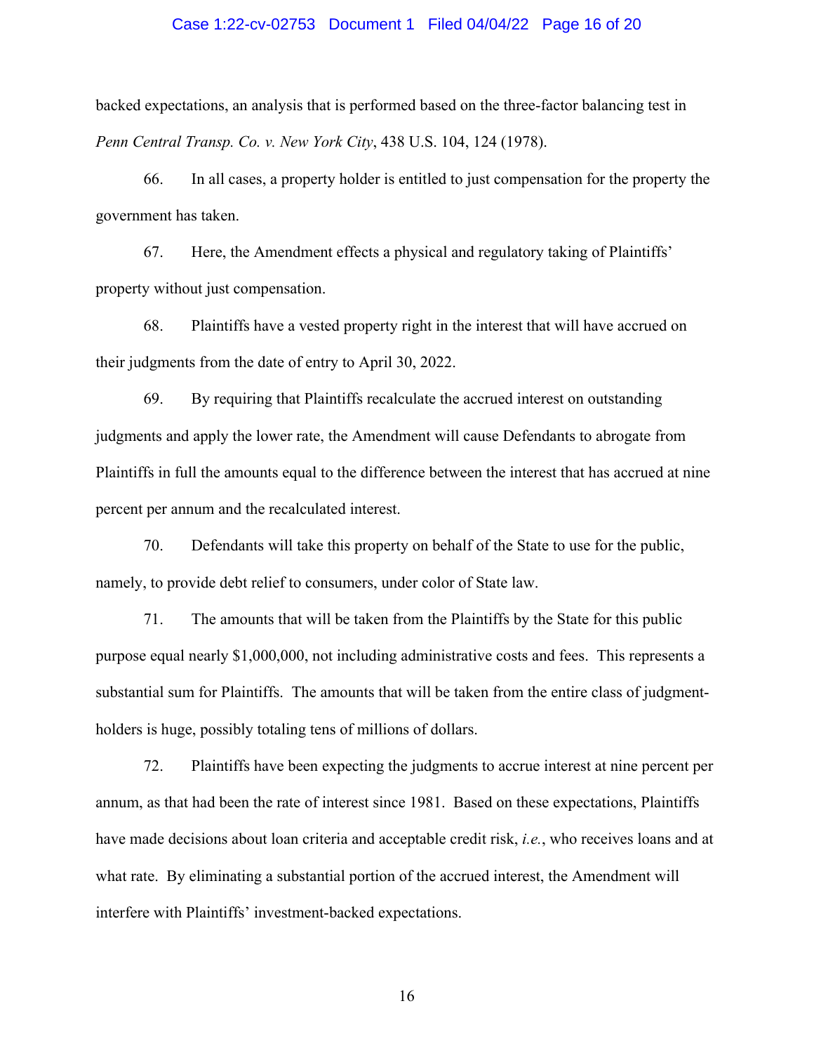backed expectations, an analysis that is performed based on the three-factor balancing test in *Penn Central Transp. Co. v. New York City*, 438 U.S. 104, 124 (1978).

66. In all cases, a property holder is entitled to just compensation for the property the government has taken.

67. Here, the Amendment effects a physical and regulatory taking of Plaintiffs' property without just compensation.

68. Plaintiffs have a vested property right in the interest that will have accrued on their judgments from the date of entry to April 30, 2022.

69. By requiring that Plaintiffs recalculate the accrued interest on outstanding judgments and apply the lower rate, the Amendment will cause Defendants to abrogate from Plaintiffs in full the amounts equal to the difference between the interest that has accrued at nine percent per annum and the recalculated interest.

70. Defendants will take this property on behalf of the State to use for the public, namely, to provide debt relief to consumers, under color of State law.

71. The amounts that will be taken from the Plaintiffs by the State for this public purpose equal nearly $1,000,000, not including administrative costs and fees. This represents a substantial sum for Plaintiffs. The amounts that will be taken from the entire class of judgment-holders is huge, possibly totaling tens of millions of dollars.

72. Plaintiffs have been expecting the judgments to accrue interest at nine percent per annum, as that had been the rate of interest since 1981. Based on these expectations, Plaintiffs have made decisions about loan criteria and acceptable credit risk, *i.e.*, who receives loans and at what rate. By eliminating a substantial portion of the accrued interest, the Amendment will interfere with Plaintiffs' investment-backed expectations.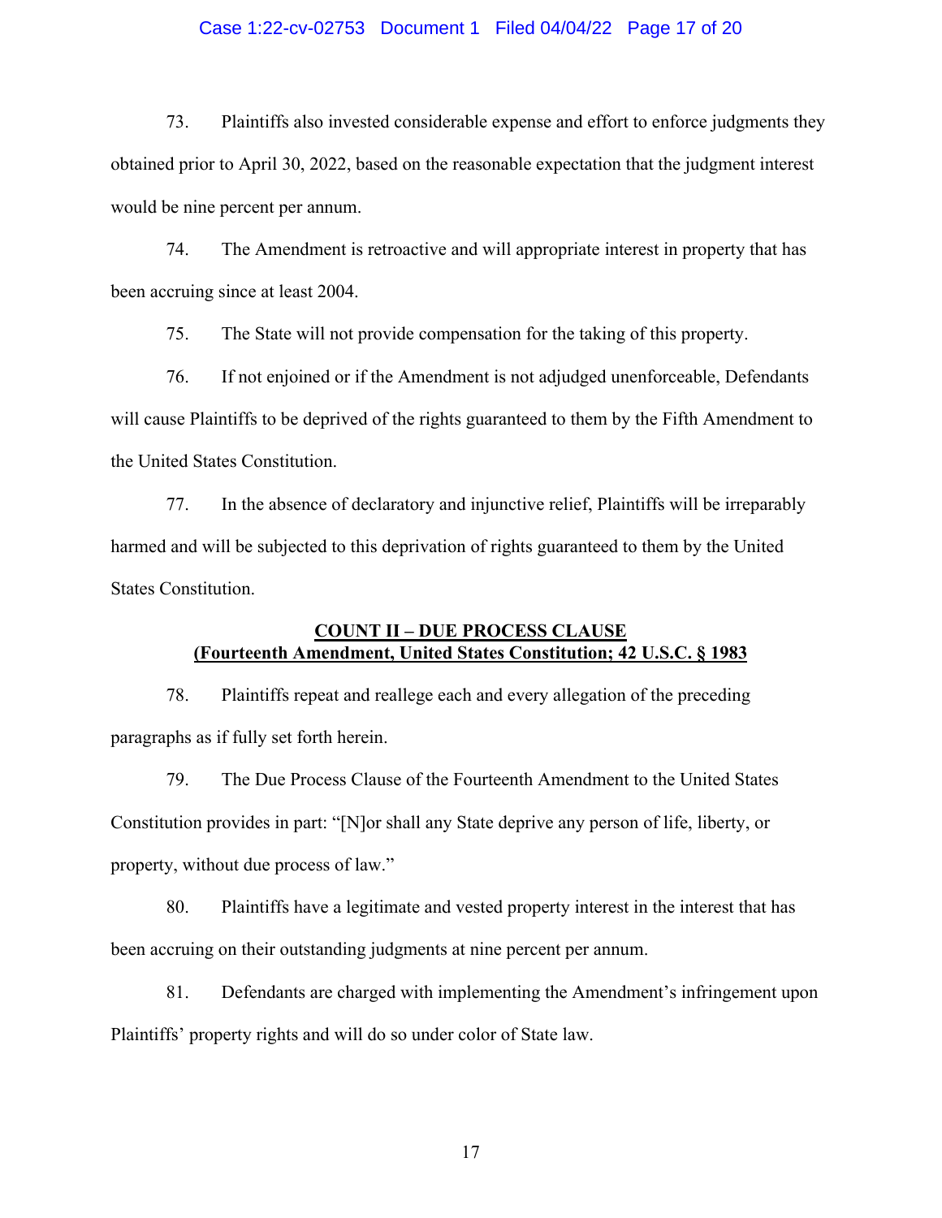73. Plaintiffs also invested considerable expense and effort to enforce judgments they obtained prior to April 30, 2022, based on the reasonable expectation that the judgment interest would be nine percent per annum.

74. The Amendment is retroactive and will appropriate interest in property that has been accruing since at least 2004.

75. The State will not provide compensation for the taking of this property.

76. If not enjoined or if the Amendment is not adjudged unenforceable, Defendants will cause Plaintiffs to be deprived of the rights guaranteed to them by the Fifth Amendment to the United States Constitution.

77. In the absence of declaratory and injunctive relief, Plaintiffs will be irreparably harmed and will be subjected to this deprivation of rights guaranteed to them by the United States Constitution.

## COUNT II – DUE PROCESS CLAUSE (Fourteenth Amendment, United States Constitution; 42 U.S.C. § 1983

78. Plaintiffs repeat and reallege each and every allegation of the preceding paragraphs as if fully set forth herein.

79. The Due Process Clause of the Fourteenth Amendment to the United States Constitution provides in part: "[N]or shall any State deprive any person of life, liberty, or property, without due process of law."

80. Plaintiffs have a legitimate and vested property interest in the interest that has been accruing on their outstanding judgments at nine percent per annum.

81. Defendants are charged with implementing the Amendment's infringement upon Plaintiffs' property rights and will do so under color of State law.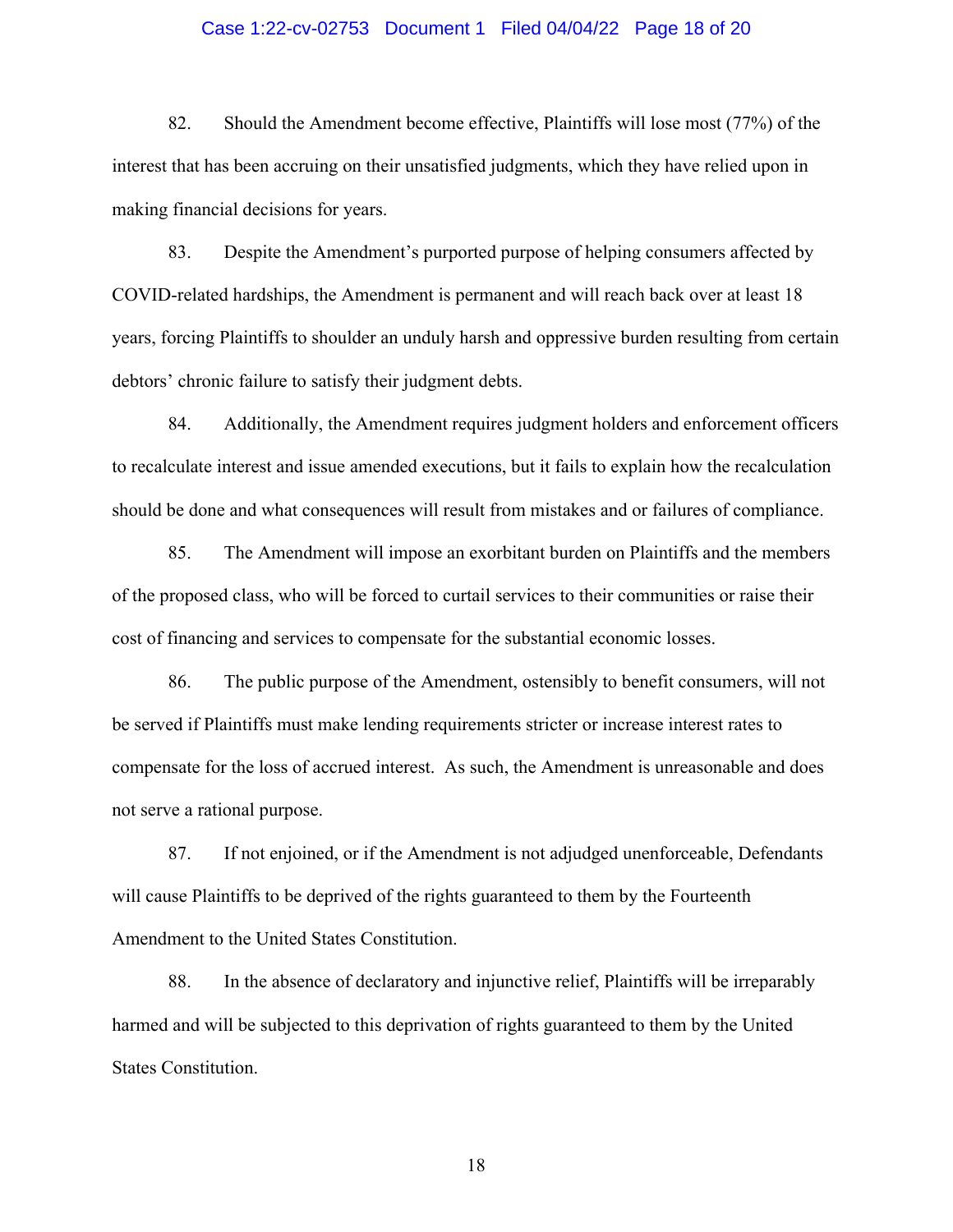82. Should the Amendment become effective, Plaintiffs will lose most (77%) of the interest that has been accruing on their unsatisfied judgments, which they have relied upon in making financial decisions for years.

83. Despite the Amendment's purported purpose of helping consumers affected by COVID-related hardships, the Amendment is permanent and will reach back over at least 18 years, forcing Plaintiffs to shoulder an unduly harsh and oppressive burden resulting from certain debtors' chronic failure to satisfy their judgment debts.

84. Additionally, the Amendment requires judgment holders and enforcement officers to recalculate interest and issue amended executions, but it fails to explain how the recalculation should be done and what consequences will result from mistakes and or failures of compliance.

85. The Amendment will impose an exorbitant burden on Plaintiffs and the members of the proposed class, who will be forced to curtail services to their communities or raise their cost of financing and services to compensate for the substantial economic losses.

86. The public purpose of the Amendment, ostensibly to benefit consumers, will not be served if Plaintiffs must make lending requirements stricter or increase interest rates to compensate for the loss of accrued interest. As such, the Amendment is unreasonable and does not serve a rational purpose.

87. If not enjoined, or if the Amendment is not adjudged unenforceable, Defendants will cause Plaintiffs to be deprived of the rights guaranteed to them by the Fourteenth Amendment to the United States Constitution.

88. In the absence of declaratory and injunctive relief, Plaintiffs will be irreparably harmed and will be subjected to this deprivation of rights guaranteed to them by the United States Constitution.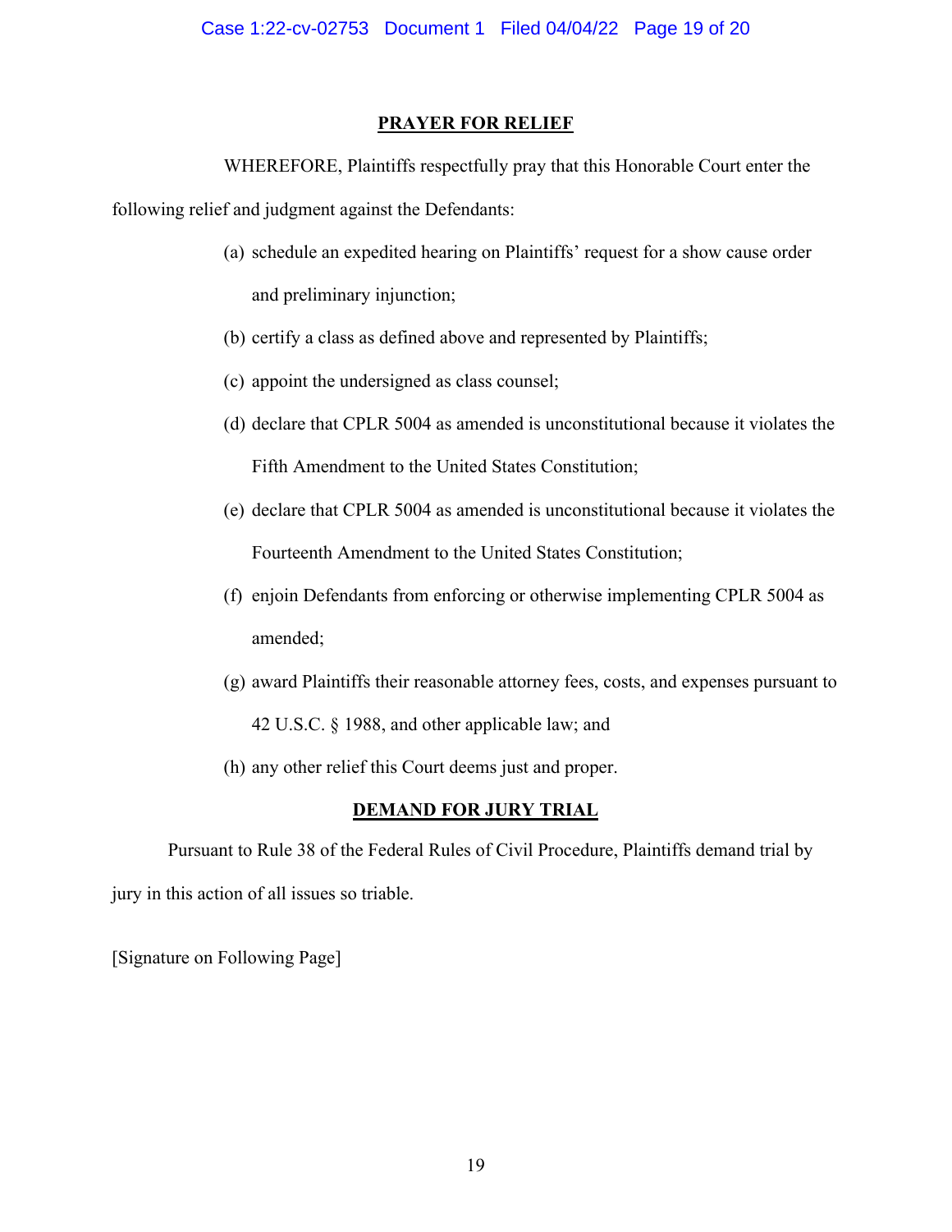## PRAYER FOR RELIEF

WHEREFORE, Plaintiffs respectfully pray that this Honorable Court enter the following relief and judgment against the Defendants:

(a) schedule an expedited hearing on Plaintiffs' request for a show cause order and preliminary injunction;

(b) certify a class as defined above and represented by Plaintiffs;

(c) appoint the undersigned as class counsel;

(d) declare that CPLR 5004 as amended is unconstitutional because it violates the Fifth Amendment to the United States Constitution;

(e) declare that CPLR 5004 as amended is unconstitutional because it violates the Fourteenth Amendment to the United States Constitution;

(f) enjoin Defendants from enforcing or otherwise implementing CPLR 5004 as amended;

(g) award Plaintiffs their reasonable attorney fees, costs, and expenses pursuant to 42 U.S.C. § 1988, and other applicable law; and

(h) any other relief this Court deems just and proper.

## DEMAND FOR JURY TRIAL

Pursuant to Rule 38 of the Federal Rules of Civil Procedure, Plaintiffs demand trial by jury in this action of all issues so triable.

[Signature on Following Page]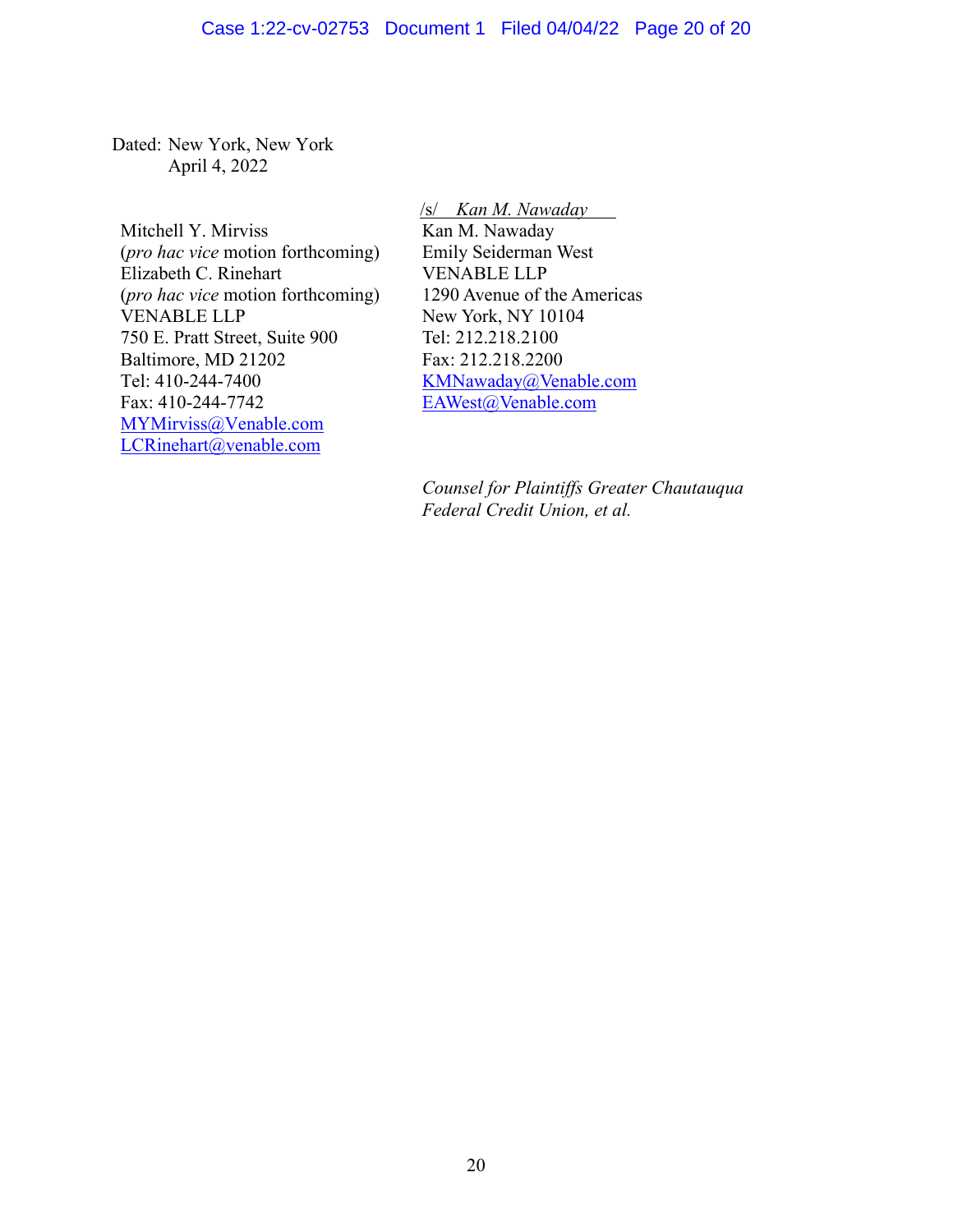Dated: New York, New York
April 4, 2022

/s/ *Kan M. Nawaday*

Kan M. Nawaday
Emily Seiderman West
VENABLE LLP
1290 Avenue of the Americas
New York, NY 10104
Tel: 212.218.2100
Fax: 212.218.2200
KMNawaday@Venable.com
EAWest@Venable.com

Mitchell Y. Mirviss
(*pro hac vice* motion forthcoming)
Elizabeth C. Rinehart
(*pro hac vice* motion forthcoming)
VENABLE LLP
750 E. Pratt Street, Suite 900
Baltimore, MD 21202
Tel: 410-244-7400
Fax: 410-244-7742
MYMirviss@Venable.com
LCRinehart@venable.com

*Counsel for Plaintiffs Greater Chautauqua Federal Credit Union, et al.*